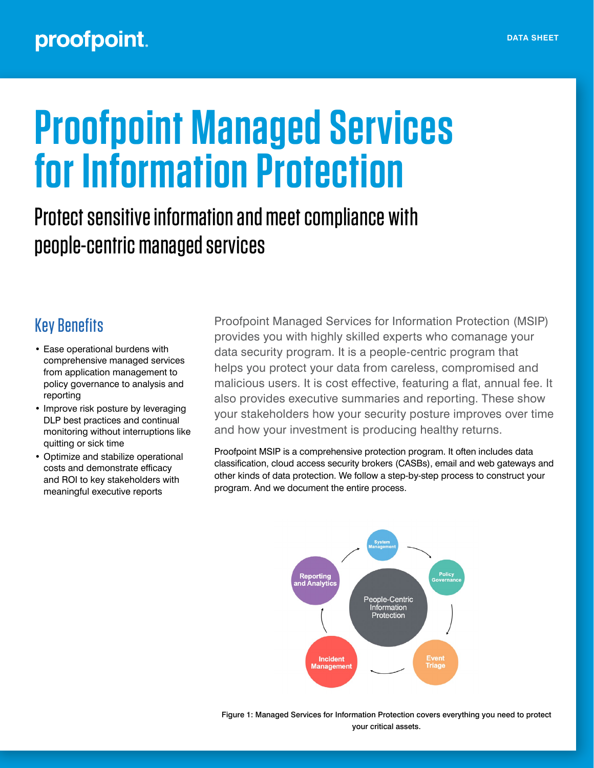# Proofpoint Managed Services for Information Protection

## Protect sensitive information and meet compliance with people-centric managed services

### Key Benefits

- Ease operational burdens with comprehensive managed services from application management to policy governance to analysis and reporting
- Improve risk posture by leveraging DLP best practices and continual monitoring without interruptions like quitting or sick time
- Optimize and stabilize operational costs and demonstrate efficacy and ROI to key stakeholders with meaningful executive reports

Proofpoint Managed Services for Information Protection (MSIP) provides you with highly skilled experts who comanage your data security program. It is a people-centric program that helps you protect your data from careless, compromised and malicious users. It is cost effective, featuring a flat, annual fee. It also provides executive summaries and reporting. These show your stakeholders how your security posture improves over time and how your investment is producing healthy returns.

Proofpoint MSIP is a comprehensive protection program. It often includes data classification, cloud access security brokers (CASBs), email and web gateways and other kinds of data protection. We follow a step-by-step process to construct your program. And we document the entire process.

People-Centric Information Protection: System Management → Policy Governance → Event Triage → Incident Management → Reporting and Analytics

Figure 1: Managed Services for Information Protection covers everything you need to protect your critical assets.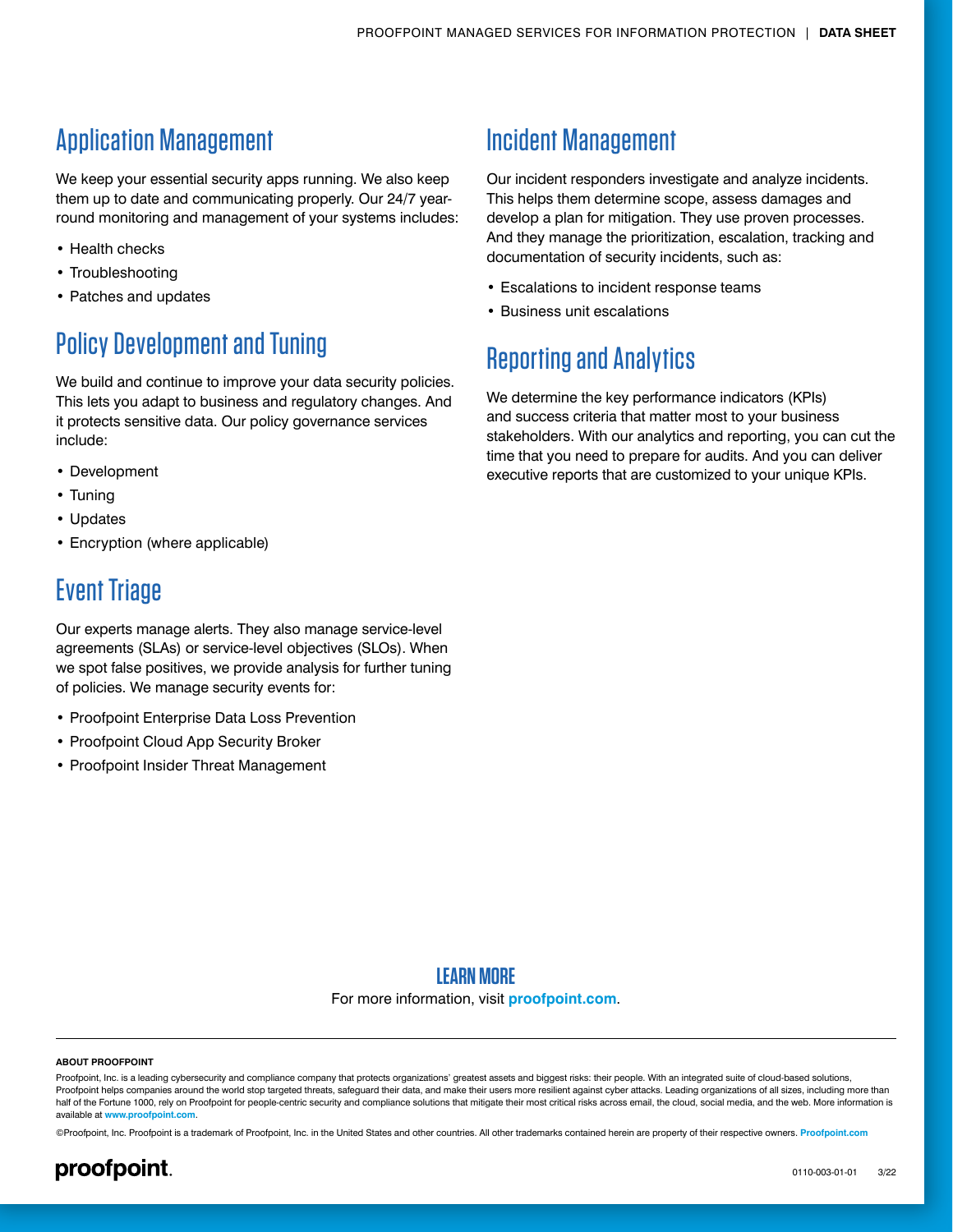## Application Management

We keep your essential security apps running. We also keep them up to date and communicating properly. Our 24/7 year-round monitoring and management of your systems includes:

- Health checks
- Troubleshooting
- Patches and updates

## Policy Development and Tuning

We build and continue to improve your data security policies. This lets you adapt to business and regulatory changes. And it protects sensitive data. Our policy governance services include:

- Development
- Tuning
- Updates
- Encryption (where applicable)

## Event Triage

Our experts manage alerts. They also manage service-level agreements (SLAs) or service-level objectives (SLOs). When we spot false positives, we provide analysis for further tuning of policies. We manage security events for:

- Proofpoint Enterprise Data Loss Prevention
- Proofpoint Cloud App Security Broker
- Proofpoint Insider Threat Management

## Incident Management

Our incident responders investigate and analyze incidents. This helps them determine scope, assess damages and develop a plan for mitigation. They use proven processes. And they manage the prioritization, escalation, tracking and documentation of security incidents, such as:

- Escalations to incident response teams
- Business unit escalations

## Reporting and Analytics

We determine the key performance indicators (KPIs) and success criteria that matter most to your business stakeholders. With our analytics and reporting, you can cut the time that you need to prepare for audits. And you can deliver executive reports that are customized to your unique KPIs.

### LEARN MORE

For more information, visit **proofpoint.com**.

**ABOUT PROOFPOINT**

Proofpoint, Inc. is a leading cybersecurity and compliance company that protects organizations' greatest assets and biggest risks: their people. With an integrated suite of cloud-based solutions, Proofpoint helps companies around the world stop targeted threats, safeguard their data, and make their users more resilient against cyber attacks. Leading organizations of all sizes, including more than half of the Fortune 1000, rely on Proofpoint for people-centric security and compliance solutions that mitigate their most critical risks across email, the cloud, social media, and the web. More information is available at **www.proofpoint.com**.

©Proofpoint, Inc. Proofpoint is a trademark of Proofpoint, Inc. in the United States and other countries. All other trademarks contained herein are property of their respective owners. **Proofpoint.com**

proofpoint.

0110-003-01-01 3/22